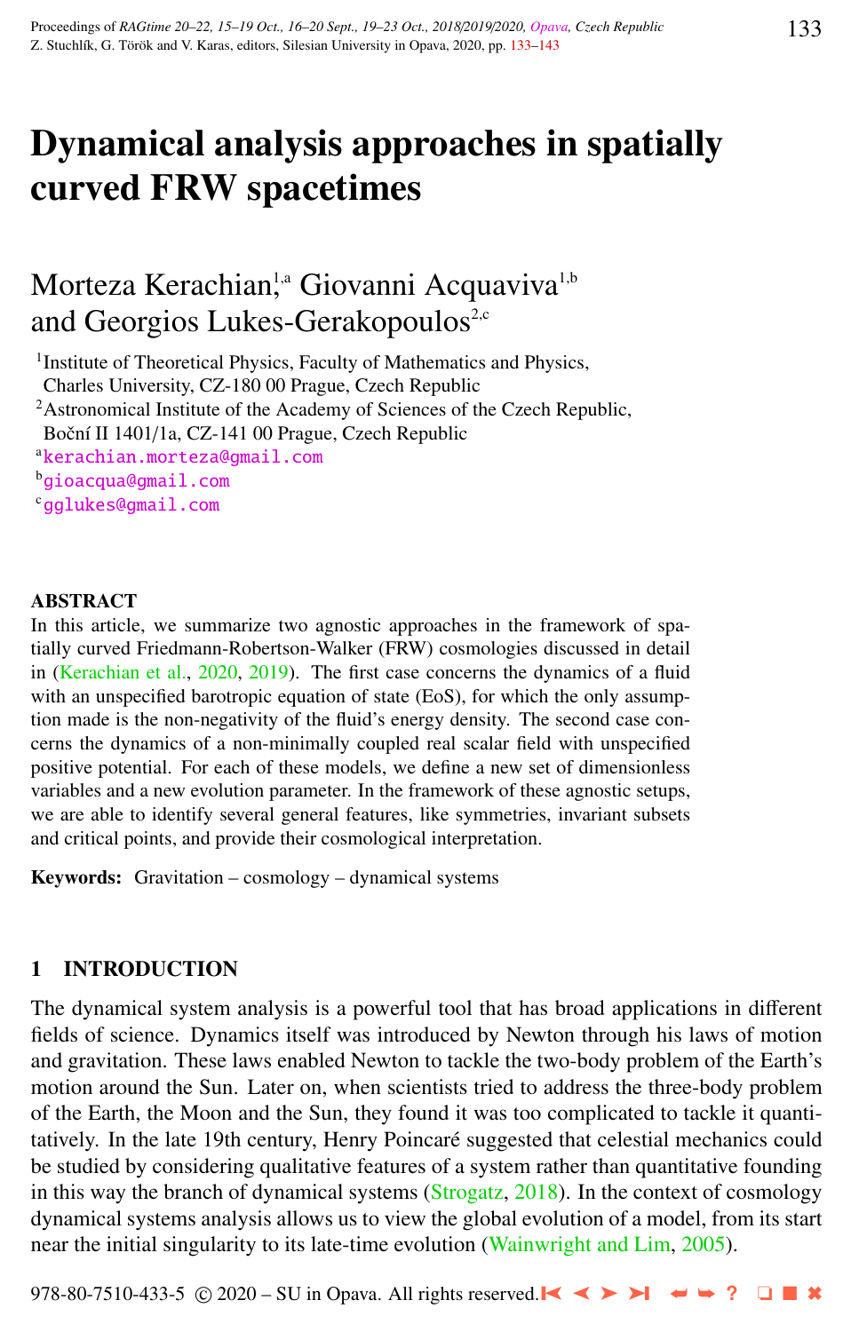# Dynamical analysis approaches in spatially curved FRW spacetimes

Morteza Kerachian,[1,a] Giovanni Acquaviva[1,b] and Georgios Lukes-Gerakopoulos[2,c]

[1]Institute of Theoretical Physics, Faculty of Mathematics and Physics, Charles University, CZ-180 00 Prague, Czech Republic

[2]Astronomical Institute of the Academy of Sciences of the Czech Republic, Boční II 1401/1a, CZ-141 00 Prague, Czech Republic

[a]kerachian.morteza@gmail.com

[b]gioacqua@gmail.com

[c]gglukes@gmail.com

## ABSTRACT

In this article, we summarize two agnostic approaches in the framework of spatially curved Friedmann-Robertson-Walker (FRW) cosmologies discussed in detail in (Kerachian et al., 2020, 2019). The first case concerns the dynamics of a fluid with an unspecified barotropic equation of state (EoS), for which the only assumption made is the non-negativity of the fluid's energy density. The second case concerns the dynamics of a non-minimally coupled real scalar field with unspecified positive potential. For each of these models, we define a new set of dimensionless variables and a new evolution parameter. In the framework of these agnostic setups, we are able to identify several general features, like symmetries, invariant subsets and critical points, and provide their cosmological interpretation.

**Keywords:** Gravitation – cosmology – dynamical systems

## 1 INTRODUCTION

The dynamical system analysis is a powerful tool that has broad applications in different fields of science. Dynamics itself was introduced by Newton through his laws of motion and gravitation. These laws enabled Newton to tackle the two-body problem of the Earth's motion around the Sun. Later on, when scientists tried to address the three-body problem of the Earth, the Moon and the Sun, they found it was too complicated to tackle it quantitatively. In the late 19th century, Henry Poincaré suggested that celestial mechanics could be studied by considering qualitative features of a system rather than quantitative founding in this way the branch of dynamical systems (Strogatz, 2018). In the context of cosmology dynamical systems analysis allows us to view the global evolution of a model, from its start near the initial singularity to its late-time evolution (Wainwright and Lim, 2005).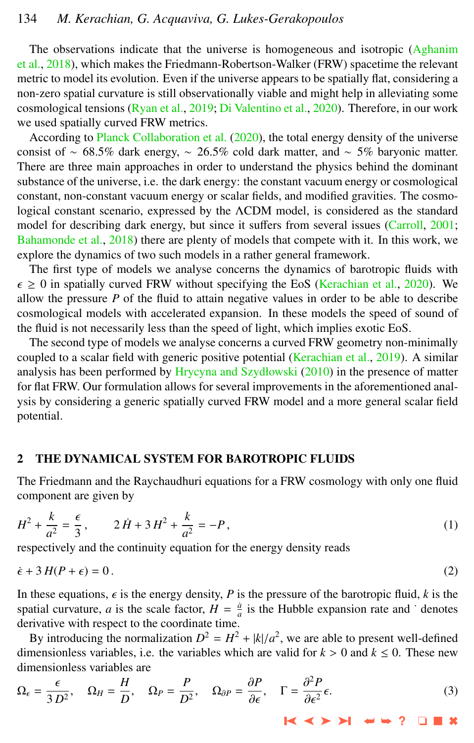The observations indicate that the universe is homogeneous and isotropic (Aghanim et al., 2018), which makes the Friedmann-Robertson-Walker (FRW) spacetime the relevant metric to model its evolution. Even if the universe appears to be spatially flat, considering a non-zero spatial curvature is still observationally viable and might help in alleviating some cosmological tensions (Ryan et al., 2019; Di Valentino et al., 2020). Therefore, in our work we used spatially curved FRW metrics.

According to Planck Collaboration et al. (2020), the total energy density of the universe consist of $\sim$ 68.5% dark energy, $\sim$ 26.5% cold dark matter, and $\sim$ 5% baryonic matter. There are three main approaches in order to understand the physics behind the dominant substance of the universe, i.e. the dark energy: the constant vacuum energy or cosmological constant, non-constant vacuum energy or scalar fields, and modified gravities. The cosmological constant scenario, expressed by the ΛCDM model, is considered as the standard model for describing dark energy, but since it suffers from several issues (Carroll, 2001; Bahamonde et al., 2018) there are plenty of models that compete with it. In this work, we explore the dynamics of two such models in a rather general framework.

The first type of models we analyse concerns the dynamics of barotropic fluids with $\epsilon \geq 0$ in spatially curved FRW without specifying the EoS (Kerachian et al., 2020). We allow the pressure $P$ of the fluid to attain negative values in order to be able to describe cosmological models with accelerated expansion. In these models the speed of sound of the fluid is not necessarily less than the speed of light, which implies exotic EoS.

The second type of models we analyse concerns a curved FRW geometry non-minimally coupled to a scalar field with generic positive potential (Kerachian et al., 2019). A similar analysis has been performed by Hrycyna and Szydłowski (2010) in the presence of matter for flat FRW. Our formulation allows for several improvements in the aforementioned analysis by considering a generic spatially curved FRW model and a more general scalar field potential.

## 2 THE DYNAMICAL SYSTEM FOR BAROTROPIC FLUIDS

The Friedmann and the Raychaudhuri equations for a FRW cosmology with only one fluid component are given by

$$H^2 + \frac{k}{a^2} = \frac{\epsilon}{3}, \qquad 2\,\dot{H} + 3\,H^2 + \frac{k}{a^2} = -P\,, \tag{1}$$

respectively and the continuity equation for the energy density reads

$$\dot{\epsilon} + 3\,H(P + \epsilon) = 0\,. \tag{2}$$

In these equations, $\epsilon$ is the energy density, $P$ is the pressure of the barotropic fluid, $k$ is the spatial curvature, $a$ is the scale factor, $H = \frac{\dot{a}}{a}$ is the Hubble expansion rate and $\dot{}$ denotes derivative with respect to the coordinate time.

By introducing the normalization $D^2 = H^2 + |k|/a^2$, we are able to present well-defined dimensionless variables, i.e. the variables which are valid for $k > 0$ and $k \leq 0$. These new dimensionless variables are

$$\Omega_\epsilon = \frac{\epsilon}{3\,D^2}, \quad \Omega_H = \frac{H}{D}, \quad \Omega_P = \frac{P}{D^2}, \quad \Omega_{\partial P} = \frac{\partial P}{\partial \epsilon}, \quad \Gamma = \frac{\partial^2 P}{\partial \epsilon^2}\epsilon. \tag{3}$$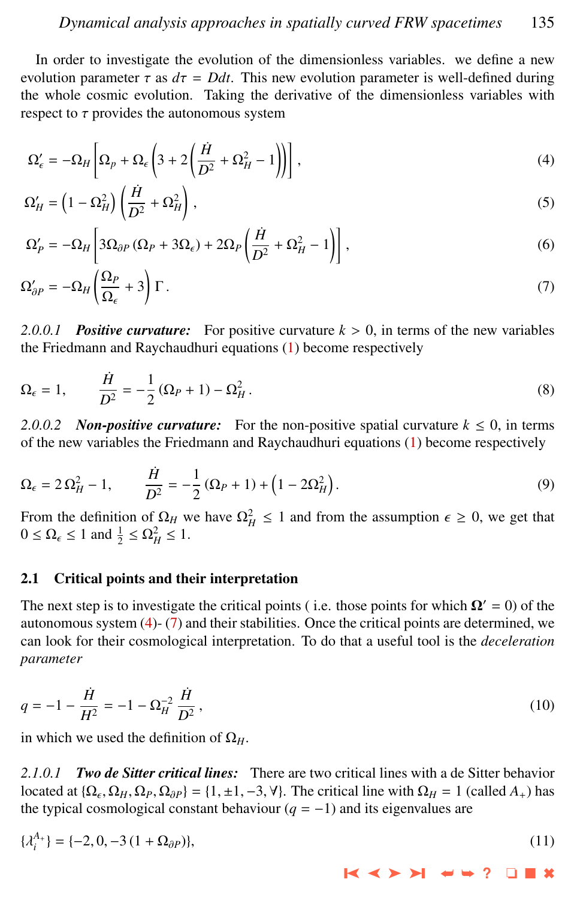In order to investigate the evolution of the dimensionless variables. we define a new evolution parameter $\tau$ as $d\tau = Ddt$. This new evolution parameter is well-defined during the whole cosmic evolution. Taking the derivative of the dimensionless variables with respect to $\tau$ provides the autonomous system

$$\Omega_\epsilon' = -\Omega_H \left[\Omega_p + \Omega_\epsilon \left(3 + 2\left(\frac{\dot{H}}{D^2} + \Omega_H^2 - 1\right)\right)\right], \tag{4}$$

$$\Omega_H' = \left(1 - \Omega_H^2\right)\left(\frac{\dot{H}}{D^2} + \Omega_H^2\right), \tag{5}$$

$$\Omega_P' = -\Omega_H \left[3\Omega_{\partial P}\left(\Omega_P + 3\Omega_\epsilon\right) + 2\Omega_P \left(\frac{\dot{H}}{D^2} + \Omega_H^2 - 1\right)\right], \tag{6}$$

$$\Omega_{\partial P}' = -\Omega_H \left(\frac{\Omega_P}{\Omega_\epsilon} + 3\right)\Gamma. \tag{7}$$

*2.0.0.1* ***Positive curvature:*** For positive curvature $k > 0$, in terms of the new variables the Friedmann and Raychaudhuri equations (1) become respectively

$$\Omega_\epsilon = 1, \qquad \frac{\dot{H}}{D^2} = -\frac{1}{2}\left(\Omega_P + 1\right) - \Omega_H^2. \tag{8}$$

*2.0.0.2* ***Non-positive curvature:*** For the non-positive spatial curvature $k \leq 0$, in terms of the new variables the Friedmann and Raychaudhuri equations (1) become respectively

$$\Omega_\epsilon = 2\,\Omega_H^2 - 1, \qquad \frac{\dot{H}}{D^2} = -\frac{1}{2}\left(\Omega_P + 1\right) + \left(1 - 2\Omega_H^2\right). \tag{9}$$

From the definition of $\Omega_H$ we have $\Omega_H^2 \leq 1$ and from the assumption $\epsilon \geq 0$, we get that $0 \leq \Omega_\epsilon \leq 1$ and $\frac{1}{2} \leq \Omega_H^2 \leq 1$.

## 2.1 Critical points and their interpretation

The next step is to investigate the critical points ( i.e. those points for which $\mathbf{\Omega}' = 0$) of the autonomous system (4)- (7) and their stabilities. Once the critical points are determined, we can look for their cosmological interpretation. To do that a useful tool is the *deceleration parameter*

$$q = -1 - \frac{\dot{H}}{H^2} = -1 - \Omega_H^{-2}\,\frac{\dot{H}}{D^2}, \tag{10}$$

in which we used the definition of $\Omega_H$.

*2.1.0.1* ***Two de Sitter critical lines:*** There are two critical lines with a de Sitter behavior located at $\{\Omega_\epsilon, \Omega_H, \Omega_P, \Omega_{\partial P}\} = \{1, \pm 1, -3, \forall\}$. The critical line with $\Omega_H = 1$ (called $A_+$) has the typical cosmological constant behaviour ($q = -1$) and its eigenvalues are

$$\{\lambda_i^{A_+}\} = \{-2, 0, -3\left(1 + \Omega_{\partial P}\right)\}, \tag{11}$$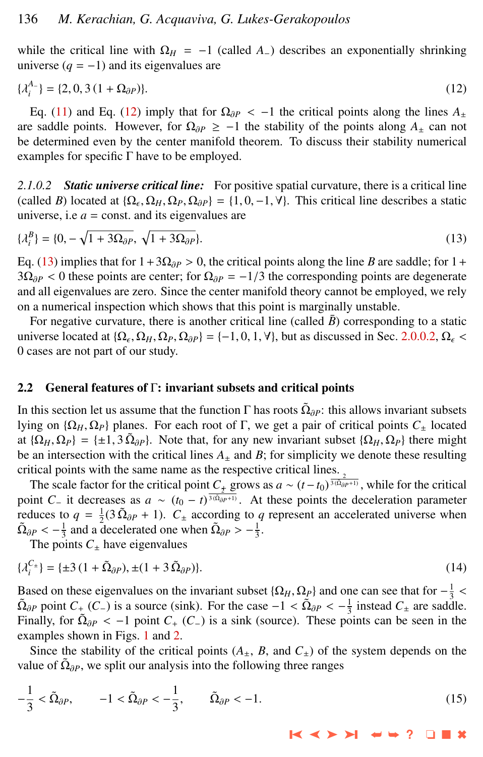while the critical line with $\Omega_H = -1$ (called $A_-$) describes an exponentially shrinking universe ($q = -1$) and its eigenvalues are

$$\{\lambda_i^{A_-}\} = \{2, 0, 3\,(1 + \Omega_{\partial P})\}. \tag{12}$$

Eq. (11) and Eq. (12) imply that for $\Omega_{\partial P} < -1$ the critical points along the lines $A_\pm$ are saddle points. However, for $\Omega_{\partial P} \geq -1$ the stability of the points along $A_\pm$ can not be determined even by the center manifold theorem. To discuss their stability numerical examples for specific $\Gamma$ have to be employed.

*2.1.0.2* ***Static universe critical line:*** For positive spatial curvature, there is a critical line (called $B$) located at $\{\Omega_\epsilon, \Omega_H, \Omega_P, \Omega_{\partial P}\} = \{1, 0, -1, \forall\}$. This critical line describes a static universe, i.e $a =$ const. and its eigenvalues are

$$\{\lambda_i^{B}\} = \{0, -\sqrt{1 + 3\Omega_{\partial P}}, \sqrt{1 + 3\Omega_{\partial P}}\}. \tag{13}$$

Eq. (13) implies that for $1 + 3\Omega_{\partial P} > 0$, the critical points along the line $B$ are saddle; for $1 + 3\Omega_{\partial P} < 0$ these points are center; for $\Omega_{\partial P} = -1/3$ the corresponding points are degenerate and all eigenvalues are zero. Since the center manifold theory cannot be employed, we rely on a numerical inspection which shows that this point is marginally unstable.

For negative curvature, there is another critical line (called $\bar{B}$) corresponding to a static universe located at $\{\Omega_\epsilon, \Omega_H, \Omega_P, \Omega_{\partial P}\} = \{-1, 0, 1, \forall\}$, but as discussed in Sec. 2.0.0.2, $\Omega_\epsilon < 0$ cases are not part of our study.

## 2.2 General features of Γ: invariant subsets and critical points

In this section let us assume that the function $\Gamma$ has roots $\tilde{\Omega}_{\partial P}$: this allows invariant subsets lying on $\{\Omega_H, \Omega_P\}$ planes. For each root of $\Gamma$, we get a pair of critical points $C_\pm$ located at $\{\Omega_H, \Omega_P\} = \{\pm 1, 3\,\tilde{\Omega}_{\partial P}\}$. Note that, for any new invariant subset $\{\Omega_H, \Omega_P\}$ there might be an intersection with the critical lines $A_\pm$ and $B$; for simplicity we denote these resulting critical points with the same name as the respective critical lines.

The scale factor for the critical point $C_+$ grows as $a \sim (t - t_0)^{\frac{2}{3(\tilde{\Omega}_{\partial P}+1)}}$, while for the critical point $C_-$ it decreases as $a \sim (t_0 - t)^{\frac{2}{3(\tilde{\Omega}_{\partial P}+1)}}$. At these points the deceleration parameter reduces to $q = \frac{1}{2}(3\,\tilde{\Omega}_{\partial P} + 1)$. $C_\pm$ according to $q$ represent an accelerated universe when $\tilde{\Omega}_{\partial P} < -\frac{1}{3}$ and a decelerated one when $\tilde{\Omega}_{\partial P} > -\frac{1}{3}$.

The points $C_\pm$ have eigenvalues

$$\{\lambda_i^{C_\pm}\} = \{\pm 3\,(1 + \tilde{\Omega}_{\partial P}), \pm(1 + 3\,\tilde{\Omega}_{\partial P})\}. \tag{14}$$

Based on these eigenvalues on the invariant subset $\{\Omega_H, \Omega_P\}$ and one can see that for $-\frac{1}{3} < \tilde{\Omega}_{\partial P}$ point $C_+$ ($C_-$) is a source (sink). For the case $-1 < \tilde{\Omega}_{\partial P} < -\frac{1}{3}$ instead $C_\pm$ are saddle. Finally, for $\tilde{\Omega}_{\partial P} < -1$ point $C_+$ ($C_-$) is a sink (source). These points can be seen in the examples shown in Figs. 1 and 2.

Since the stability of the critical points ($A_\pm$, $B$, and $C_\pm$) of the system depends on the value of $\tilde{\Omega}_{\partial P}$, we split our analysis into the following three ranges

$$-\frac{1}{3} < \tilde{\Omega}_{\partial P}, \qquad -1 < \tilde{\Omega}_{\partial P} < -\frac{1}{3}, \qquad \tilde{\Omega}_{\partial P} < -1. \tag{15}$$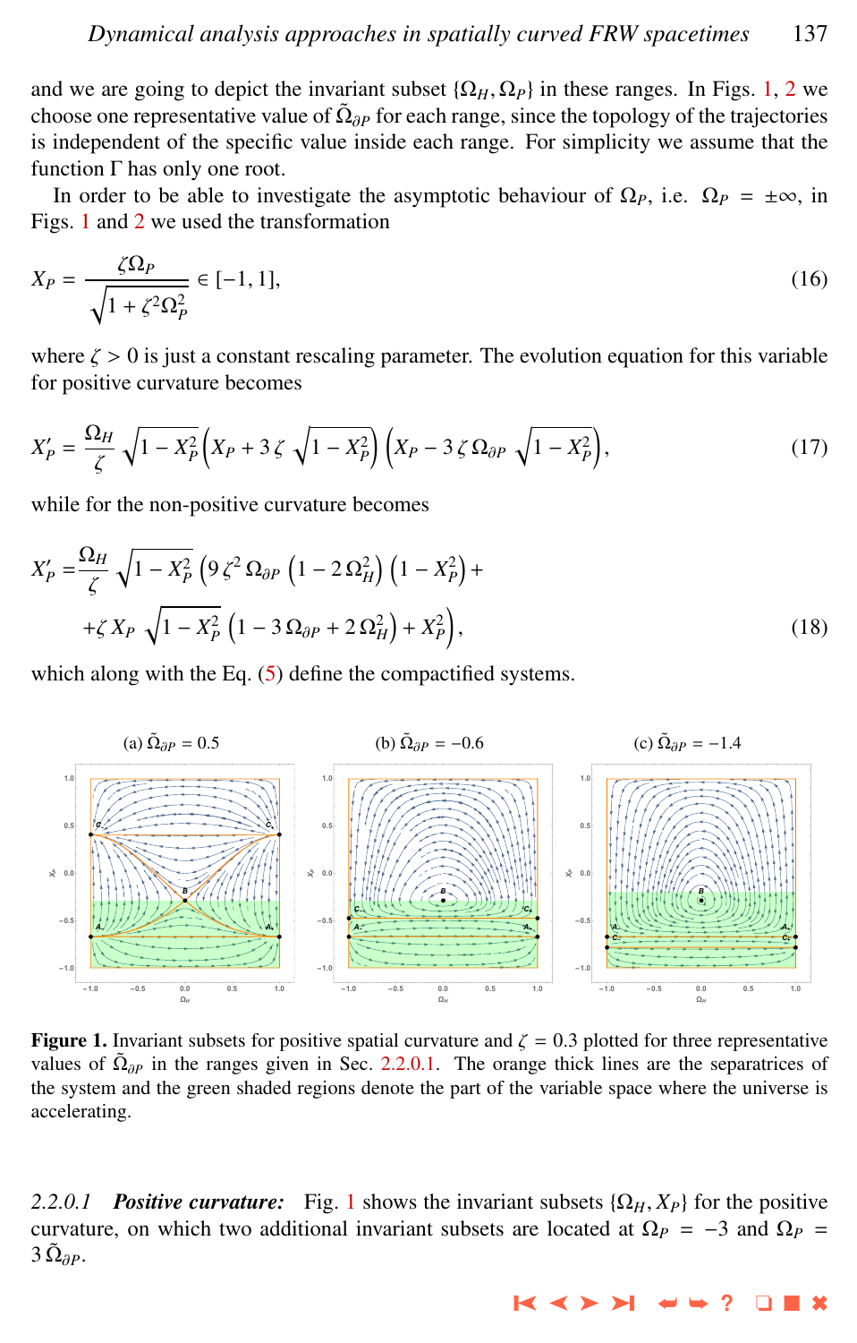and we are going to depict the invariant subset $\{\Omega_H, \Omega_P\}$ in these ranges. In Figs. 1, 2 we choose one representative value of $\tilde{\Omega}_{\partial P}$ for each range, since the topology of the trajectories is independent of the specific value inside each range. For simplicity we assume that the function $\Gamma$ has only one root.

In order to be able to investigate the asymptotic behaviour of $\Omega_P$, i.e. $\Omega_P = \pm\infty$, in Figs. 1 and 2 we used the transformation

$$X_P = \frac{\zeta \Omega_P}{\sqrt{1+\zeta^2\Omega_P^2}} \in [-1, 1], \tag{16}$$

where $\zeta > 0$ is just a constant rescaling parameter. The evolution equation for this variable for positive curvature becomes

$$X_P' = \frac{\Omega_H}{\zeta}\sqrt{1-X_P^2}\left(X_P + 3\,\zeta\sqrt{1-X_P^2}\right)\left(X_P - 3\,\zeta\,\Omega_{\partial P}\sqrt{1-X_P^2}\right), \tag{17}$$

while for the non-positive curvature becomes

$$X_P' = \frac{\Omega_H}{\zeta}\sqrt{1-X_P^2}\left(9\,\zeta^2\,\Omega_{\partial P}\left(1-2\,\Omega_H^2\right)\left(1-X_P^2\right) + \right.$$
$$\left. + \zeta\, X_P\sqrt{1-X_P^2}\left(1 - 3\,\Omega_{\partial P} + 2\,\Omega_H^2\right) + X_P^2\right), \tag{18}$$

which along with the Eq. (5) define the compactified systems.

(a) $\tilde{\Omega}_{\partial P} = 0.5$ (b) $\tilde{\Omega}_{\partial P} = -0.6$ (c) $\tilde{\Omega}_{\partial P} = -1.4$

**Figure 1.** Invariant subsets for positive spatial curvature and $\zeta = 0.3$ plotted for three representative values of $\tilde{\Omega}_{\partial P}$ in the ranges given in Sec. 2.2.0.1. The orange thick lines are the separatrices of the system and the green shaded regions denote the part of the variable space where the universe is accelerating.

*2.2.0.1* ***Positive curvature:*** Fig. 1 shows the invariant subsets $\{\Omega_H, X_P\}$ for the positive curvature, on which two additional invariant subsets are located at $\Omega_P = -3$ and $\Omega_P = 3\,\tilde{\Omega}_{\partial P}$.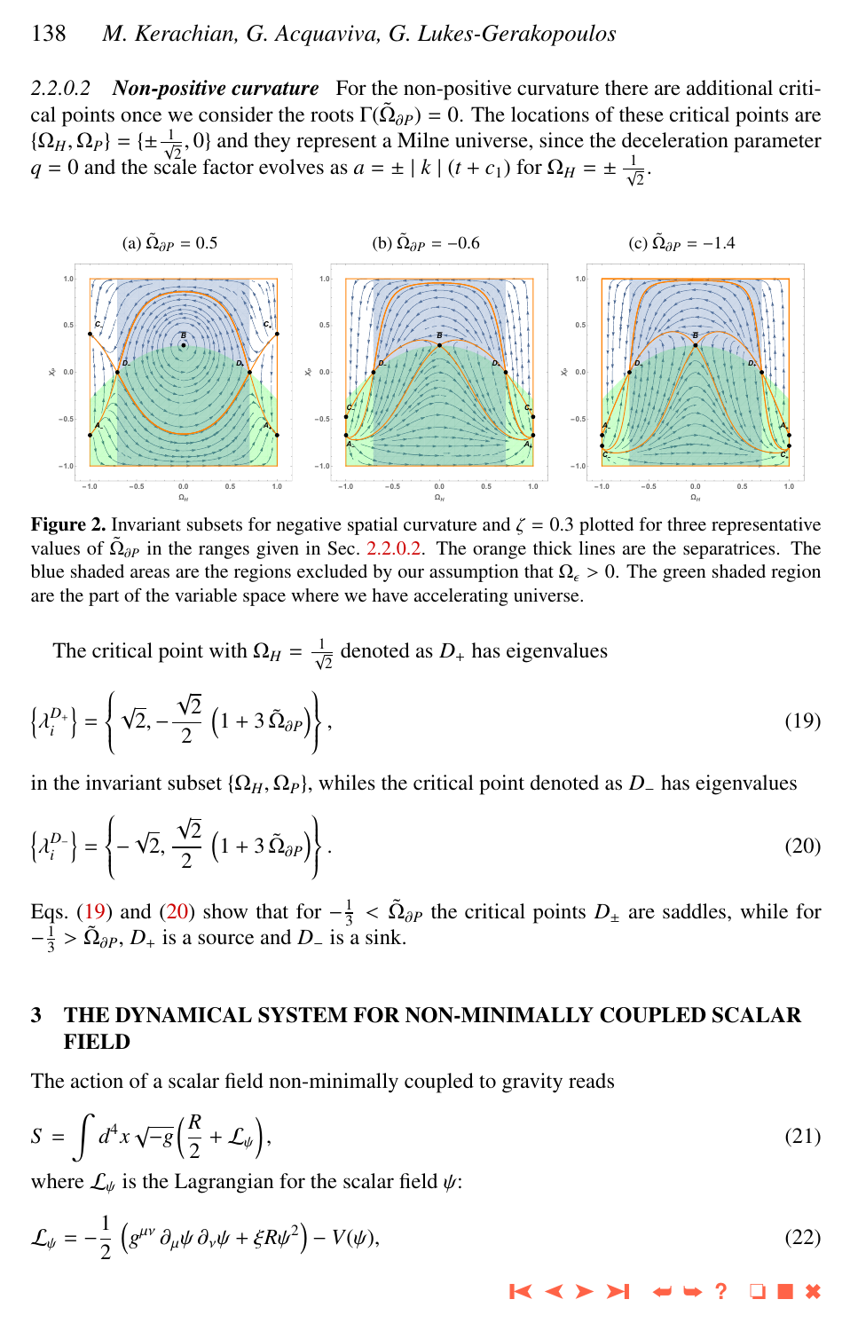#### 2.2.0.2 *Non-positive curvature*

For the non-positive curvature there are additional critical points once we consider the roots $\Gamma(\tilde{\Omega}_{\partial P}) = 0$. The locations of these critical points are $\{\Omega_H, \Omega_P\} = \{\pm\frac{1}{\sqrt{2}}, 0\}$ and they represent a Milne universe, since the deceleration parameter $q = 0$ and the scale factor evolves as $a = \pm \mid k \mid (t + c_1)$ for $\Omega_H = \pm\frac{1}{\sqrt{2}}$.

**Figure 2.** Invariant subsets for negative spatial curvature and $\zeta = 0.3$ plotted for three representative values of $\tilde{\Omega}_{\partial P}$ in the ranges given in Sec. 2.2.0.2. The orange thick lines are the separatrices. The blue shaded areas are the regions excluded by our assumption that $\Omega_\epsilon > 0$. The green shaded region are the part of the variable space where we have accelerating universe.

The critical point with $\Omega_H = \frac{1}{\sqrt{2}}$ denoted as $D_+$ has eigenvalues

$$\left\{\lambda_i^{D_+}\right\} = \left\{\sqrt{2}, -\frac{\sqrt{2}}{2}\left(1 + 3\,\tilde{\Omega}_{\partial P}\right)\right\}, \tag{19}$$

in the invariant subset $\{\Omega_H, \Omega_P\}$, whiles the critical point denoted as $D_-$ has eigenvalues

$$\left\{\lambda_i^{D_-}\right\} = \left\{-\sqrt{2}, \frac{\sqrt{2}}{2}\left(1 + 3\,\tilde{\Omega}_{\partial P}\right)\right\}. \tag{20}$$

Eqs. (19) and (20) show that for $-\frac{1}{3} < \tilde{\Omega}_{\partial P}$ the critical points $D_\pm$ are saddles, while for $-\frac{1}{3} > \tilde{\Omega}_{\partial P}$, $D_+$ is a source and $D_-$ is a sink.

## 3 THE DYNAMICAL SYSTEM FOR NON-MINIMALLY COUPLED SCALAR FIELD

The action of a scalar field non-minimally coupled to gravity reads

$$S = \int d^4x\,\sqrt{-g}\left(\frac{R}{2} + \mathcal{L}_\psi\right), \tag{21}$$

where $\mathcal{L}_\psi$ is the Lagrangian for the scalar field $\psi$:

$$\mathcal{L}_\psi = -\frac{1}{2}\left(g^{\mu\nu}\,\partial_\mu\psi\,\partial_\nu\psi + \xi R\psi^2\right) - V(\psi), \tag{22}$$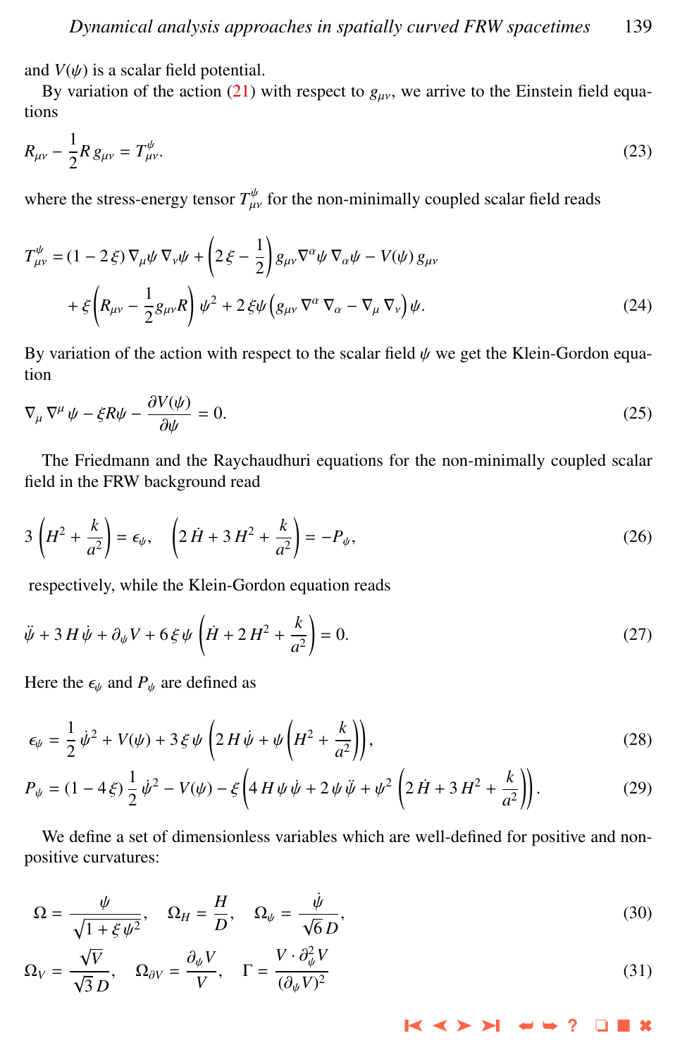and $V(\psi)$ is a scalar field potential.

By variation of the action (21) with respect to $g_{\mu\nu}$, we arrive to the Einstein field equations

$$R_{\mu\nu} - \frac{1}{2}R\, g_{\mu\nu} = T^{\psi}_{\mu\nu}. \tag{23}$$

where the stress-energy tensor $T^{\psi}_{\mu\nu}$ for the non-minimally coupled scalar field reads

$$\begin{aligned} T^{\psi}_{\mu\nu} &= (1-2\,\xi)\,\nabla_\mu\psi\,\nabla_\nu\psi + \left(2\,\xi - \frac{1}{2}\right) g_{\mu\nu}\nabla^\alpha\psi\,\nabla_\alpha\psi - V(\psi)\, g_{\mu\nu} \\ &\quad + \xi\left(R_{\mu\nu} - \frac{1}{2}g_{\mu\nu}R\right)\psi^2 + 2\,\xi\psi\left(g_{\mu\nu}\,\nabla^\alpha\,\nabla_\alpha - \nabla_\mu\,\nabla_\nu\right)\psi. \end{aligned} \tag{24}$$

By variation of the action with respect to the scalar field $\psi$ we get the Klein-Gordon equation

$$\nabla_\mu\,\nabla^\mu\,\psi - \xi R\psi - \frac{\partial V(\psi)}{\partial\psi} = 0. \tag{25}$$

The Friedmann and the Raychaudhuri equations for the non-minimally coupled scalar field in the FRW background read

$$3\left(H^2 + \frac{k}{a^2}\right) = \epsilon_\psi, \quad \left(2\,\dot{H} + 3\,H^2 + \frac{k}{a^2}\right) = -P_\psi, \tag{26}$$

respectively, while the Klein-Gordon equation reads

$$\ddot{\psi} + 3\,H\,\dot{\psi} + \partial_\psi V + 6\,\xi\,\psi\left(\dot{H} + 2\,H^2 + \frac{k}{a^2}\right) = 0. \tag{27}$$

Here the $\epsilon_\psi$ and $P_\psi$ are defined as

$$\epsilon_\psi = \frac{1}{2}\,\dot{\psi}^2 + V(\psi) + 3\,\xi\,\psi\left(2\,H\,\dot{\psi} + \psi\left(H^2 + \frac{k}{a^2}\right)\right), \tag{28}$$

$$P_\psi = (1-4\,\xi)\,\frac{1}{2}\,\dot{\psi}^2 - V(\psi) - \xi\left(4\,H\,\psi\,\dot{\psi} + 2\,\psi\,\ddot{\psi} + \psi^2\left(2\,\dot{H} + 3\,H^2 + \frac{k}{a^2}\right)\right). \tag{29}$$

We define a set of dimensionless variables which are well-defined for positive and non-positive curvatures:

$$\Omega = \frac{\psi}{\sqrt{1+\xi\,\psi^2}}, \quad \Omega_H = \frac{H}{D}, \quad \Omega_\psi = \frac{\dot{\psi}}{\sqrt{6}\,D}, \tag{30}$$

$$\Omega_V = \frac{\sqrt{V}}{\sqrt{3}\,D}, \quad \Omega_{\partial V} = \frac{\partial_\psi V}{V}, \quad \Gamma = \frac{V\cdot\partial^2_\psi V}{(\partial_\psi V)^2} \tag{31}$$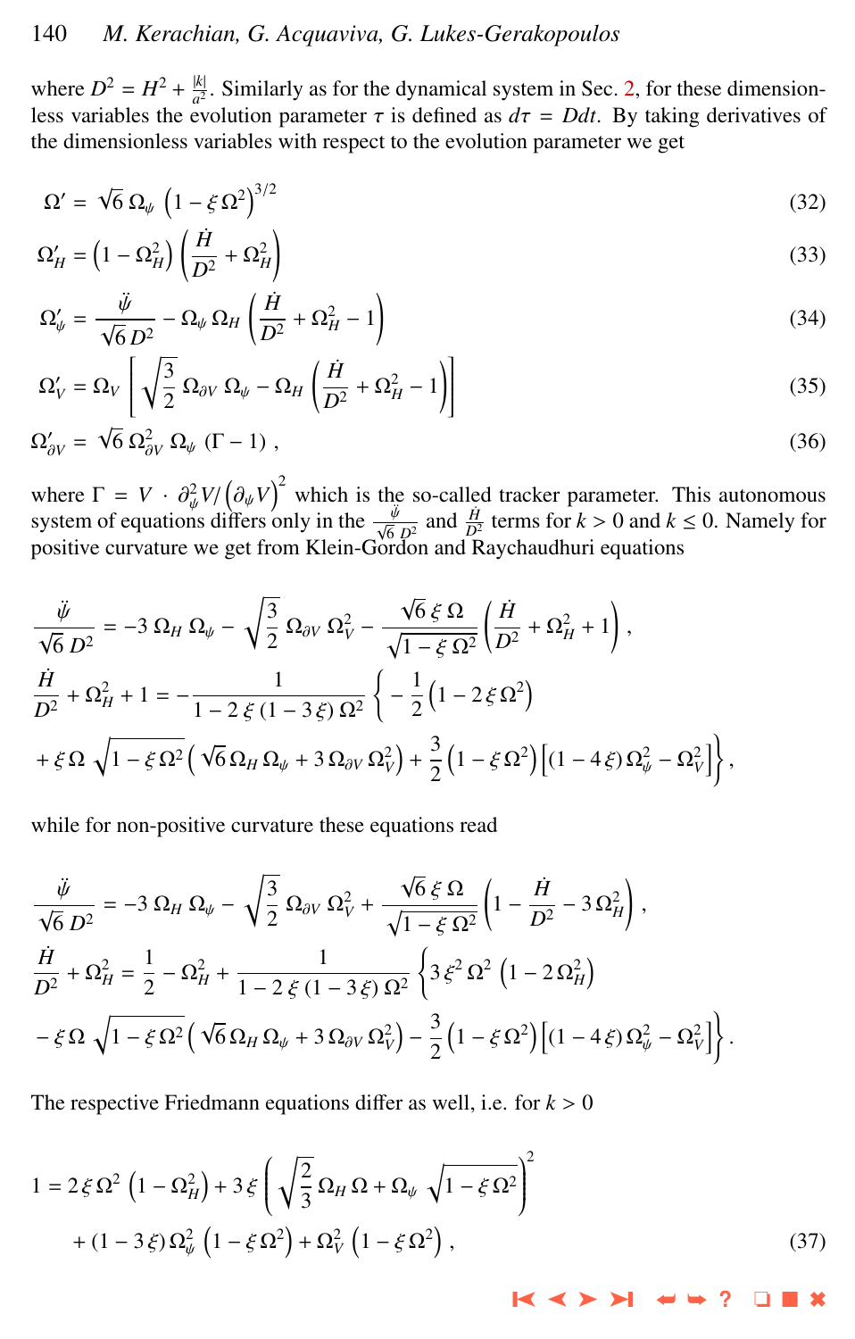where $D^2 = H^2 + \frac{|k|}{a^2}$. Similarly as for the dynamical system in Sec. 2, for these dimensionless variables the evolution parameter $\tau$ is defined as $d\tau = Ddt$. By taking derivatives of the dimensionless variables with respect to the evolution parameter we get

$$\Omega' = \sqrt{6}\,\Omega_\psi \left(1 - \xi\,\Omega^2\right)^{3/2} \tag{32}$$

$$\Omega_H' = \left(1 - \Omega_H^2\right)\left(\frac{\dot{H}}{D^2} + \Omega_H^2\right) \tag{33}$$

$$\Omega_\psi' = \frac{\ddot{\psi}}{\sqrt{6}\,D^2} - \Omega_\psi\,\Omega_H\left(\frac{\dot{H}}{D^2} + \Omega_H^2 - 1\right) \tag{34}$$

$$\Omega_V' = \Omega_V\left[\sqrt{\frac{3}{2}}\,\Omega_{\partial V}\,\Omega_\psi - \Omega_H\left(\frac{\dot{H}}{D^2} + \Omega_H^2 - 1\right)\right] \tag{35}$$

$$\Omega_{\partial V}' = \sqrt{6}\,\Omega_{\partial V}^2\,\Omega_\psi\,(\Gamma - 1)\,, \tag{36}$$

where $\Gamma = V \cdot \partial_\psi^2 V / \left(\partial_\psi V\right)^2$ which is the so-called tracker parameter. This autonomous system of equations differs only in the $\frac{\ddot{\psi}}{\sqrt{6}\,D^2}$ and $\frac{\dot{H}}{D^2}$ terms for $k > 0$ and $k \leq 0$. Namely for positive curvature we get from Klein-Gordon and Raychaudhuri equations

$$\frac{\ddot{\psi}}{\sqrt{6}\,D^2} = -3\,\Omega_H\,\Omega_\psi - \sqrt{\frac{3}{2}}\,\Omega_{\partial V}\,\Omega_V^2 - \frac{\sqrt{6}\,\xi\,\Omega}{\sqrt{1 - \xi\,\Omega^2}}\left(\frac{\dot{H}}{D^2} + \Omega_H^2 + 1\right),$$

$$\frac{\dot{H}}{D^2} + \Omega_H^2 + 1 = -\frac{1}{1 - 2\,\xi\,(1 - 3\,\xi)\,\Omega^2}\left\{-\frac{1}{2}\left(1 - 2\,\xi\,\Omega^2\right)\right.$$
$$\left. + \xi\,\Omega\,\sqrt{1 - \xi\,\Omega^2}\left(\sqrt{6}\,\Omega_H\,\Omega_\psi + 3\,\Omega_{\partial V}\,\Omega_V^2\right) + \frac{3}{2}\left(1 - \xi\,\Omega^2\right)\left[(1 - 4\,\xi)\,\Omega_\psi^2 - \Omega_V^2\right]\right\},$$

while for non-positive curvature these equations read

$$\frac{\ddot{\psi}}{\sqrt{6}\,D^2} = -3\,\Omega_H\,\Omega_\psi - \sqrt{\frac{3}{2}}\,\Omega_{\partial V}\,\Omega_V^2 + \frac{\sqrt{6}\,\xi\,\Omega}{\sqrt{1 - \xi\,\Omega^2}}\left(1 - \frac{\dot{H}}{D^2} - 3\,\Omega_H^2\right),$$

$$\frac{\dot{H}}{D^2} + \Omega_H^2 = \frac{1}{2} - \Omega_H^2 + \frac{1}{1 - 2\,\xi\,(1 - 3\,\xi)\,\Omega^2}\left\{3\,\xi^2\,\Omega^2\left(1 - 2\,\Omega_H^2\right)\right.$$
$$\left. - \xi\,\Omega\,\sqrt{1 - \xi\,\Omega^2}\left(\sqrt{6}\,\Omega_H\,\Omega_\psi + 3\,\Omega_{\partial V}\,\Omega_V^2\right) - \frac{3}{2}\left(1 - \xi\,\Omega^2\right)\left[(1 - 4\,\xi)\,\Omega_\psi^2 - \Omega_V^2\right]\right\}.$$

The respective Friedmann equations differ as well, i.e. for $k > 0$

$$1 = 2\,\xi\,\Omega^2\left(1 - \Omega_H^2\right) + 3\,\xi\left(\sqrt{\frac{2}{3}}\,\Omega_H\,\Omega + \Omega_\psi\,\sqrt{1 - \xi\,\Omega^2}\right)^2$$
$$+ (1 - 3\,\xi)\,\Omega_\psi^2\left(1 - \xi\,\Omega^2\right) + \Omega_V^2\left(1 - \xi\,\Omega^2\right), \tag{37}$$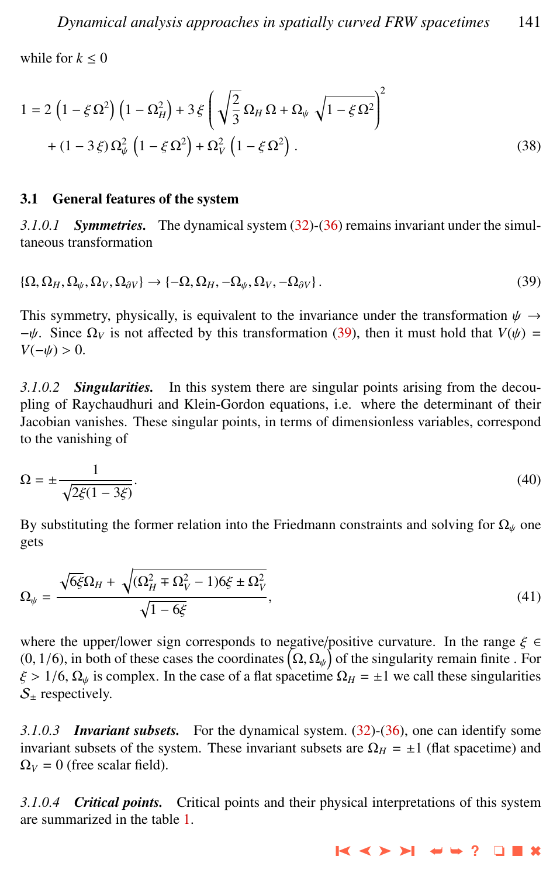while for $k \leq 0$

$$
1 = 2\left(1 - \xi\,\Omega^2\right)\left(1 - \Omega_H^2\right) + 3\,\xi\left(\sqrt{\frac{2}{3}}\,\Omega_H\,\Omega + \Omega_\psi\,\sqrt{1 - \xi\,\Omega^2}\right)^2
$$
$$
+ (1 - 3\,\xi)\,\Omega_\psi^2\left(1 - \xi\,\Omega^2\right) + \Omega_V^2\left(1 - \xi\,\Omega^2\right). \tag{38}
$$

## 3.1 General features of the system

*3.1.0.1* ***Symmetries.*** The dynamical system (32)-(36) remains invariant under the simultaneous transformation

$$
\{\Omega, \Omega_H, \Omega_\psi, \Omega_V, \Omega_{\partial V}\} \to \{-\Omega, \Omega_H, -\Omega_\psi, \Omega_V, -\Omega_{\partial V}\}. \tag{39}
$$

This symmetry, physically, is equivalent to the invariance under the transformation $\psi \to -\psi$. Since $\Omega_V$ is not affected by this transformation (39), then it must hold that $V(\psi) = V(-\psi) > 0$.

*3.1.0.2* ***Singularities.*** In this system there are singular points arising from the decoupling of Raychaudhuri and Klein-Gordon equations, i.e. where the determinant of their Jacobian vanishes. These singular points, in terms of dimensionless variables, correspond to the vanishing of

$$
\Omega = \pm\frac{1}{\sqrt{2\xi(1 - 3\xi)}}. \tag{40}
$$

By substituting the former relation into the Friedmann constraints and solving for $\Omega_\psi$ one gets

$$
\Omega_\psi = \frac{\sqrt{6\xi}\Omega_H + \sqrt{(\Omega_H^2 \mp \Omega_V^2 - 1)6\xi \pm \Omega_V^2}}{\sqrt{1 - 6\xi}}, \tag{41}
$$

where the upper/lower sign corresponds to negative/positive curvature. In the range $\xi \in (0, 1/6)$, in both of these cases the coordinates $\left(\Omega, \Omega_\psi\right)$ of the singularity remain finite . For $\xi > 1/6$, $\Omega_\psi$ is complex. In the case of a flat spacetime $\Omega_H = \pm 1$ we call these singularities $\mathcal{S}_\pm$ respectively.

*3.1.0.3* ***Invariant subsets.*** For the dynamical system. (32)-(36), one can identify some invariant subsets of the system. These invariant subsets are $\Omega_H = \pm 1$ (flat spacetime) and $\Omega_V = 0$ (free scalar field).

*3.1.0.4* ***Critical points.*** Critical points and their physical interpretations of this system are summarized in the table 1.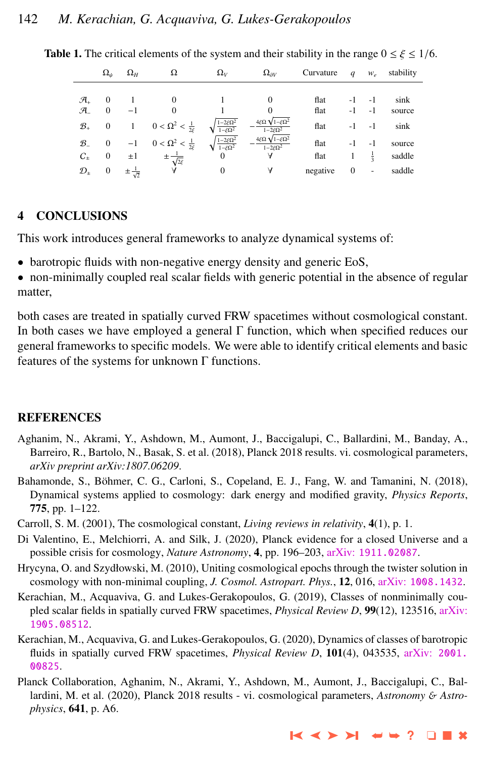**Table 1.** The critical elements of the system and their stability in the range $0 \le \xi \le 1/6$.

| | $\Omega_\psi$ | $\Omega_H$ | $\Omega$ | $\Omega_V$ | $\Omega_{\partial V}$ | Curvature | $q$ | $w_e$ | stability |
|---|---|---|---|---|---|---|---|---|---|
| $\mathcal{A}_+$ | 0 | 1 | 0 | 1 | 0 | flat | -1 | -1 | sink |
| $\mathcal{A}_-$ | 0 | $-1$ | 0 | 1 | 0 | flat | -1 | -1 | source |
| $\mathcal{B}_+$ | 0 | 1 | $0 < \Omega^2 < \frac{1}{2\xi}$ | $\sqrt{\frac{1-2\xi\Omega^2}{1-\xi\Omega^2}}$ | $-\frac{4\xi\Omega\sqrt{1-\xi\Omega^2}}{1-2\xi\Omega^2}$ | flat | -1 | -1 | sink |
| $\mathcal{B}_-$ | 0 | $-1$ | $0 < \Omega^2 < \frac{1}{2\xi}$ | $\sqrt{\frac{1-2\xi\Omega^2}{1-\xi\Omega^2}}$ | $-\frac{4\xi\Omega\sqrt{1-\xi\Omega^2}}{1-2\xi\Omega^2}$ | flat | -1 | -1 | source |
| $\mathcal{C}_\pm$ | 0 | $\pm 1$ | $\pm\frac{1}{\sqrt{2\xi}}$ | 0 | $\forall$ | flat | 1 | $\frac{1}{3}$ | saddle |
| $\mathcal{D}_\pm$ | 0 | $\pm\frac{1}{\sqrt{2}}$ | $\forall$ | 0 | $\forall$ | negative | 0 | - | saddle |

## 4 CONCLUSIONS

This work introduces general frameworks to analyze dynamical systems of:

- barotropic fluids with non-negative energy density and generic EoS,
- non-minimally coupled real scalar fields with generic potential in the absence of regular matter,

both cases are treated in spatially curved FRW spacetimes without cosmological constant. In both cases we have employed a general $\Gamma$ function, which when specified reduces our general frameworks to specific models. We were able to identify critical elements and basic features of the systems for unknown $\Gamma$ functions.

## REFERENCES

Aghanim, N., Akrami, Y., Ashdown, M., Aumont, J., Baccigalupi, C., Ballardini, M., Banday, A., Barreiro, R., Bartolo, N., Basak, S. et al. (2018), Planck 2018 results. vi. cosmological parameters, *arXiv preprint arXiv:1807.06209*.

Bahamonde, S., Böhmer, C. G., Carloni, S., Copeland, E. J., Fang, W. and Tamanini, N. (2018), Dynamical systems applied to cosmology: dark energy and modified gravity, *Physics Reports*, **775**, pp. 1–122.

Carroll, S. M. (2001), The cosmological constant, *Living reviews in relativity*, **4**(1), p. 1.

Di Valentino, E., Melchiorri, A. and Silk, J. (2020), Planck evidence for a closed Universe and a possible crisis for cosmology, *Nature Astronomy*, **4**, pp. 196–203, arXiv: 1911.02087.

Hrycyna, O. and Szydłowski, M. (2010), Uniting cosmological epochs through the twister solution in cosmology with non-minimal coupling, *J. Cosmol. Astropart. Phys.*, **12**, 016, arXiv: 1008.1432.

Kerachian, M., Acquaviva, G. and Lukes-Gerakopoulos, G. (2019), Classes of nonminimally coupled scalar fields in spatially curved FRW spacetimes, *Physical Review D*, **99**(12), 123516, arXiv: 1905.08512.

Kerachian, M., Acquaviva, G. and Lukes-Gerakopoulos, G. (2020), Dynamics of classes of barotropic fluids in spatially curved FRW spacetimes, *Physical Review D*, **101**(4), 043535, arXiv: 2001.00825.

Planck Collaboration, Aghanim, N., Akrami, Y., Ashdown, M., Aumont, J., Baccigalupi, C., Ballardini, M. et al. (2020), Planck 2018 results - vi. cosmological parameters, *Astronomy & Astrophysics*, **641**, p. A6.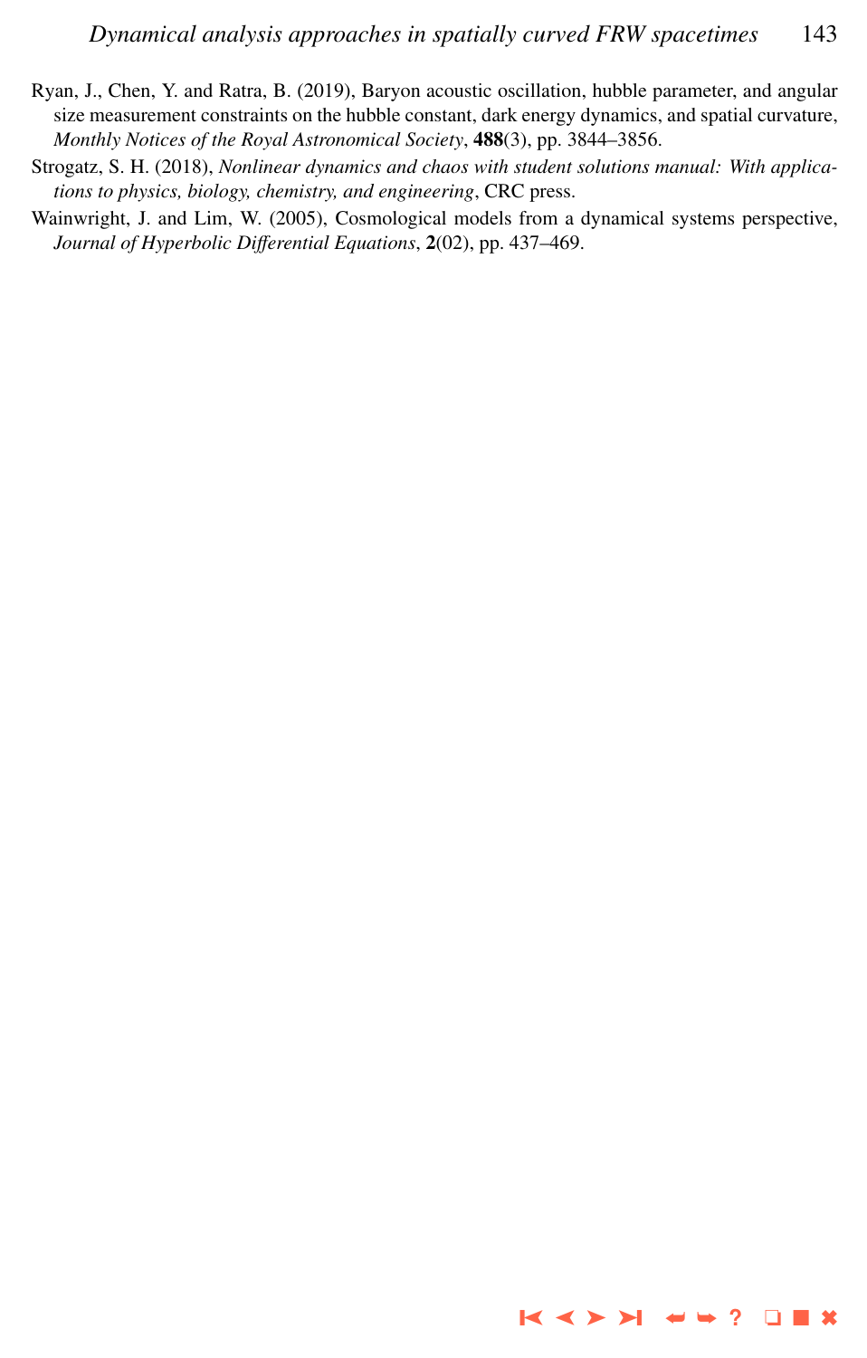Ryan, J., Chen, Y. and Ratra, B. (2019), Baryon acoustic oscillation, hubble parameter, and angular size measurement constraints on the hubble constant, dark energy dynamics, and spatial curvature, *Monthly Notices of the Royal Astronomical Society*, **488**(3), pp. 3844–3856.

Strogatz, S. H. (2018), *Nonlinear dynamics and chaos with student solutions manual: With applications to physics, biology, chemistry, and engineering*, CRC press.

Wainwright, J. and Lim, W. (2005), Cosmological models from a dynamical systems perspective, *Journal of Hyperbolic Differential Equations*, **2**(02), pp. 437–469.